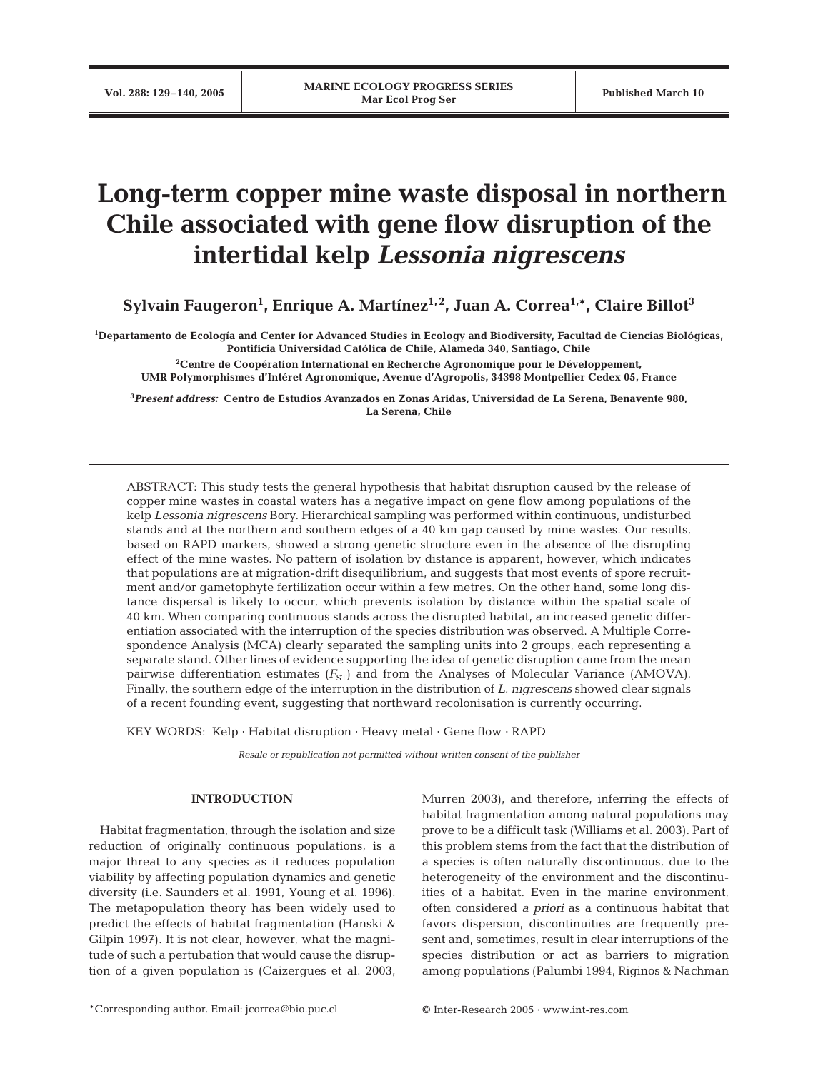# Long-term copper mine waste disposal in northern Chile associated with gene flow disruption of the intertidal kelp *Lessonia nigrescens*

**Sylvain Faugeron[1], Enrique A. Martínez[1,2], Juan A. Correa[1,*], Claire Billot[3]**

[1]Departamento de Ecología and Center for Advanced Studies in Ecology and Biodiversity, Facultad de Ciencias Biológicas, Pontificia Universidad Católica de Chile, Alameda 340, Santiago, Chile

[2]Centre de Coopération International en Recherche Agronomique pour le Développement, UMR Polymorphismes d'Intéret Agronomique, Avenue d'Agropolis, 34398 Montpellier Cedex 05, France

[3]*Present address:* Centro de Estudios Avanzados en Zonas Aridas, Universidad de La Serena, Benavente 980, La Serena, Chile

ABSTRACT: This study tests the general hypothesis that habitat disruption caused by the release of copper mine wastes in coastal waters has a negative impact on gene flow among populations of the kelp *Lessonia nigrescens* Bory. Hierarchical sampling was performed within continuous, undisturbed stands and at the northern and southern edges of a 40 km gap caused by mine wastes. Our results, based on RAPD markers, showed a strong genetic structure even in the absence of the disrupting effect of the mine wastes. No pattern of isolation by distance is apparent, however, which indicates that populations are at migration-drift disequilibrium, and suggests that most events of spore recruitment and/or gametophyte fertilization occur within a few metres. On the other hand, some long distance dispersal is likely to occur, which prevents isolation by distance within the spatial scale of 40 km. When comparing continuous stands across the disrupted habitat, an increased genetic differentiation associated with the interruption of the species distribution was observed. A Multiple Correspondence Analysis (MCA) clearly separated the sampling units into 2 groups, each representing a separate stand. Other lines of evidence supporting the idea of genetic disruption came from the mean pairwise differentiation estimates ($F_{ST}$) and from the Analyses of Molecular Variance (AMOVA). Finally, the southern edge of the interruption in the distribution of *L. nigrescens* showed clear signals of a recent founding event, suggesting that northward recolonisation is currently occurring.

KEY WORDS: Kelp · Habitat disruption · Heavy metal · Gene flow · RAPD

*Resale or republication not permitted without written consent of the publisher*

## INTRODUCTION

Habitat fragmentation, through the isolation and size reduction of originally continuous populations, is a major threat to any species as it reduces population viability by affecting population dynamics and genetic diversity (i.e. Saunders et al. 1991, Young et al. 1996). The metapopulation theory has been widely used to predict the effects of habitat fragmentation (Hanski & Gilpin 1997). It is not clear, however, what the magnitude of such a pertubation that would cause the disruption of a given population is (Caizergues et al. 2003, Murren 2003), and therefore, inferring the effects of habitat fragmentation among natural populations may prove to be a difficult task (Williams et al. 2003). Part of this problem stems from the fact that the distribution of a species is often naturally discontinuous, due to the heterogeneity of the environment and the discontinuities of a habitat. Even in the marine environment, often considered *a priori* as a continuous habitat that favors dispersion, discontinuities are frequently present and, sometimes, result in clear interruptions of the species distribution or act as barriers to migration among populations (Palumbi 1994, Riginos & Nachman

*Corresponding author. Email: jcorrea@bio.puc.cl

© Inter-Research 2005 · www.int-res.com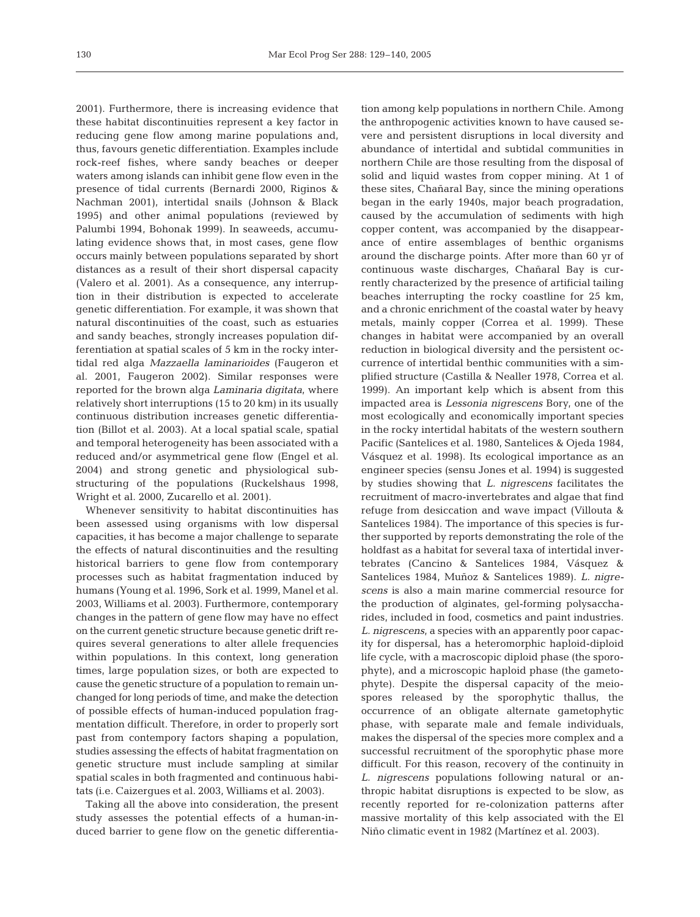2001). Furthermore, there is increasing evidence that these habitat discontinuities represent a key factor in reducing gene flow among marine populations and, thus, favours genetic differentiation. Examples include rock-reef fishes, where sandy beaches or deeper waters among islands can inhibit gene flow even in the presence of tidal currents (Bernardi 2000, Riginos & Nachman 2001), intertidal snails (Johnson & Black 1995) and other animal populations (reviewed by Palumbi 1994, Bohonak 1999). In seaweeds, accumulating evidence shows that, in most cases, gene flow occurs mainly between populations separated by short distances as a result of their short dispersal capacity (Valero et al. 2001). As a consequence, any interruption in their distribution is expected to accelerate genetic differentiation. For example, it was shown that natural discontinuities of the coast, such as estuaries and sandy beaches, strongly increases population differentiation at spatial scales of 5 km in the rocky intertidal red alga *Mazzaella laminarioides* (Faugeron et al. 2001, Faugeron 2002). Similar responses were reported for the brown alga *Laminaria digitata*, where relatively short interruptions (15 to 20 km) in its usually continuous distribution increases genetic differentiation (Billot et al. 2003). At a local spatial scale, spatial and temporal heterogeneity has been associated with a reduced and/or asymmetrical gene flow (Engel et al. 2004) and strong genetic and physiological substructuring of the populations (Ruckelshaus 1998, Wright et al. 2000, Zucarello et al. 2001).

Whenever sensitivity to habitat discontinuities has been assessed using organisms with low dispersal capacities, it has become a major challenge to separate the effects of natural discontinuities and the resulting historical barriers to gene flow from contemporary processes such as habitat fragmentation induced by humans (Young et al. 1996, Sork et al. 1999, Manel et al. 2003, Williams et al. 2003). Furthermore, contemporary changes in the pattern of gene flow may have no effect on the current genetic structure because genetic drift requires several generations to alter allele frequencies within populations. In this context, long generation times, large population sizes, or both are expected to cause the genetic structure of a population to remain unchanged for long periods of time, and make the detection of possible effects of human-induced population fragmentation difficult. Therefore, in order to properly sort past from contempory factors shaping a population, studies assessing the effects of habitat fragmentation on genetic structure must include sampling at similar spatial scales in both fragmented and continuous habitats (i.e. Caizergues et al. 2003, Williams et al. 2003).

Taking all the above into consideration, the present study assesses the potential effects of a human-induced barrier to gene flow on the genetic differentiation among kelp populations in northern Chile. Among the anthropogenic activities known to have caused severe and persistent disruptions in local diversity and abundance of intertidal and subtidal communities in northern Chile are those resulting from the disposal of solid and liquid wastes from copper mining. At 1 of these sites, Chañaral Bay, since the mining operations began in the early 1940s, major beach progradation, caused by the accumulation of sediments with high copper content, was accompanied by the disappearance of entire assemblages of benthic organisms around the discharge points. After more than 60 yr of continuous waste discharges, Chañaral Bay is currently characterized by the presence of artificial tailing beaches interrupting the rocky coastline for 25 km, and a chronic enrichment of the coastal water by heavy metals, mainly copper (Correa et al. 1999). These changes in habitat were accompanied by an overall reduction in biological diversity and the persistent occurrence of intertidal benthic communities with a simplified structure (Castilla & Nealler 1978, Correa et al. 1999). An important kelp which is absent from this impacted area is *Lessonia nigrescens* Bory, one of the most ecologically and economically important species in the rocky intertidal habitats of the western southern Pacific (Santelices et al. 1980, Santelices & Ojeda 1984, Vásquez et al. 1998). Its ecological importance as an engineer species (sensu Jones et al. 1994) is suggested by studies showing that *L. nigrescens* facilitates the recruitment of macro-invertebrates and algae that find refuge from desiccation and wave impact (Villouta & Santelices 1984). The importance of this species is further supported by reports demonstrating the role of the holdfast as a habitat for several taxa of intertidal invertebrates (Cancino & Santelices 1984, Vásquez & Santelices 1984, Muñoz & Santelices 1989). *L. nigrescens* is also a main marine commercial resource for the production of alginates, gel-forming polysaccharides, included in food, cosmetics and paint industries. *L. nigrescens*, a species with an apparently poor capacity for dispersal, has a heteromorphic haploid-diploid life cycle, with a macroscopic diploid phase (the sporophyte), and a microscopic haploid phase (the gametophyte). Despite the dispersal capacity of the meiospores released by the sporophytic thallus, the occurrence of an obligate alternate gametophytic phase, with separate male and female individuals, makes the dispersal of the species more complex and a successful recruitment of the sporophytic phase more difficult. For this reason, recovery of the continuity in *L. nigrescens* populations following natural or anthropic habitat disruptions is expected to be slow, as recently reported for re-colonization patterns after massive mortality of this kelp associated with the El Niño climatic event in 1982 (Martínez et al. 2003).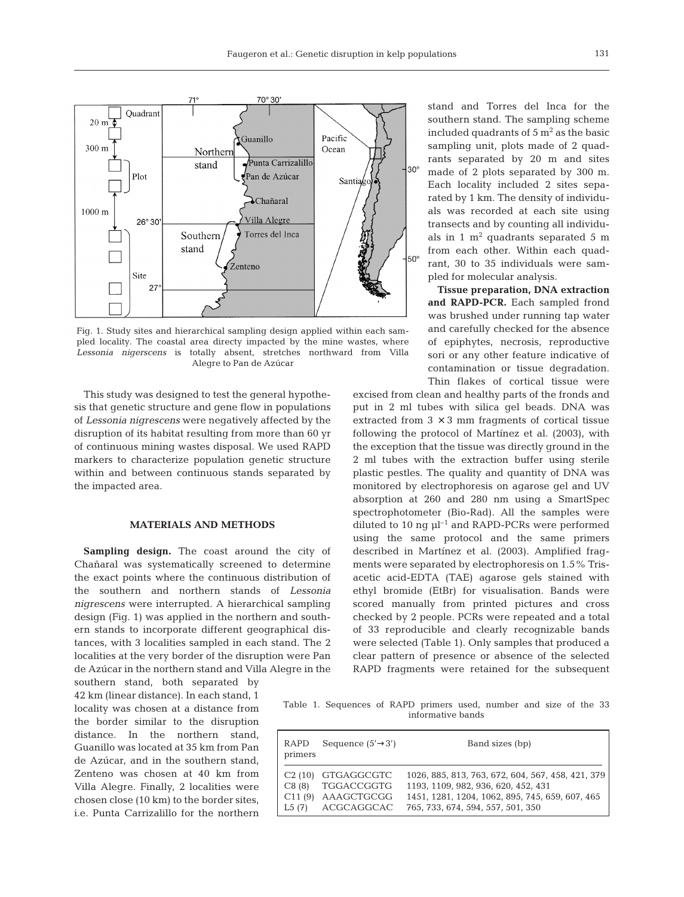Quadrant

20 m

300 m

Plot

1000 m

Site

71°

70° 30'

26° 30'

27°

Guanillo

Northern stand

Punta Carrizalillo

Pan de Azúcar

Chañaral

Villa Alegre

Southern stand

Torres del Inca

Zenteno

Pacific Ocean

Santiago

30°

50°

Fig. 1. Study sites and hierarchical sampling design applied within each sampled locality. The coastal area directy impacted by the mine wastes, where *Lessonia nigerscens* is totally absent, stretches northward from Villa Alegre to Pan de Azúcar

This study was designed to test the general hypothesis that genetic structure and gene flow in populations of *Lessonia nigrescens* were negatively affected by the disruption of its habitat resulting from more than 60 yr of continuous mining wastes disposal. We used RAPD markers to characterize population genetic structure within and between continuous stands separated by the impacted area.

## MATERIALS AND METHODS

**Sampling design.** The coast around the city of Chañaral was systematically screened to determine the exact points where the continuous distribution of the southern and northern stands of *Lessonia nigrescens* were interrupted. A hierarchical sampling design (Fig. 1) was applied in the northern and southern stands to incorporate different geographical distances, with 3 localities sampled in each stand. The 2 localities at the very border of the disruption were Pan de Azúcar in the northern stand and Villa Alegre in the southern stand, both separated by 42 km (linear distance). In each stand, 1 locality was chosen at a distance from the border similar to the disruption distance. In the northern stand, Guanillo was located at 35 km from Pan de Azúcar, and in the southern stand, Zenteno was chosen at 40 km from Villa Alegre. Finally, 2 localities were chosen close (10 km) to the border sites, i.e. Punta Carrizalillo for the northern stand and Torres del Inca for the southern stand. The sampling scheme included quadrants of 5 $m^2$ as the basic sampling unit, plots made of 2 quadrants separated by 20 m and sites made of 2 plots separated by 300 m. Each locality included 2 sites separated by 1 km. The density of individuals was recorded at each site using transects and by counting all individuals in 1 $m^2$ quadrants separated 5 m from each other. Within each quadrant, 30 to 35 individuals were sampled for molecular analysis.

**Tissue preparation, DNA extraction and RAPD-PCR.** Each sampled frond was brushed under running tap water and carefully checked for the absence of epiphytes, necrosis, reproductive sori or any other feature indicative of contamination or tissue degradation. Thin flakes of cortical tissue were excised from clean and healthy parts of the fronds and put in 2 ml tubes with silica gel beads. DNA was extracted from 3 × 3 mm fragments of cortical tissue following the protocol of Martínez et al. (2003), with the exception that the tissue was directly ground in the 2 ml tubes with the extraction buffer using sterile plastic pestles. The quality and quantity of DNA was monitored by electrophoresis on agarose gel and UV absorption at 260 and 280 nm using a SmartSpec spectrophotometer (Bio-Rad). All the samples were diluted to 10 ng $\mu l^{-1}$ and RAPD-PCRs were performed using the same protocol and the same primers described in Martínez et al. (2003). Amplified fragments were separated by electrophoresis on 1.5% Tris-acetic acid-EDTA (TAE) agarose gels stained with ethyl bromide (EtBr) for visualisation. Bands were scored manually from printed pictures and cross checked by 2 people. PCRs were repeated and a total of 33 reproducible and clearly recognizable bands were selected (Table 1). Only samples that produced a clear pattern of presence or absence of the selected RAPD fragments were retained for the subsequent

Table 1. Sequences of RAPD primers used, number and size of the 33 informative bands

| RAPD primers | Sequence (5'→3') | Band sizes (bp) |
|---|---|---|
| C2 (10) | GTGAGGCGTC | 1026, 885, 813, 763, 672, 604, 567, 458, 421, 379 |
| C8 (8) | TGGACCGGTG | 1193, 1109, 982, 936, 620, 452, 431 |
| C11 (9) | AAAGCTGCGG | 1451, 1281, 1204, 1062, 895, 745, 659, 607, 465 |
| L5 (7) | ACGCAGGCAC | 765, 733, 674, 594, 557, 501, 350 |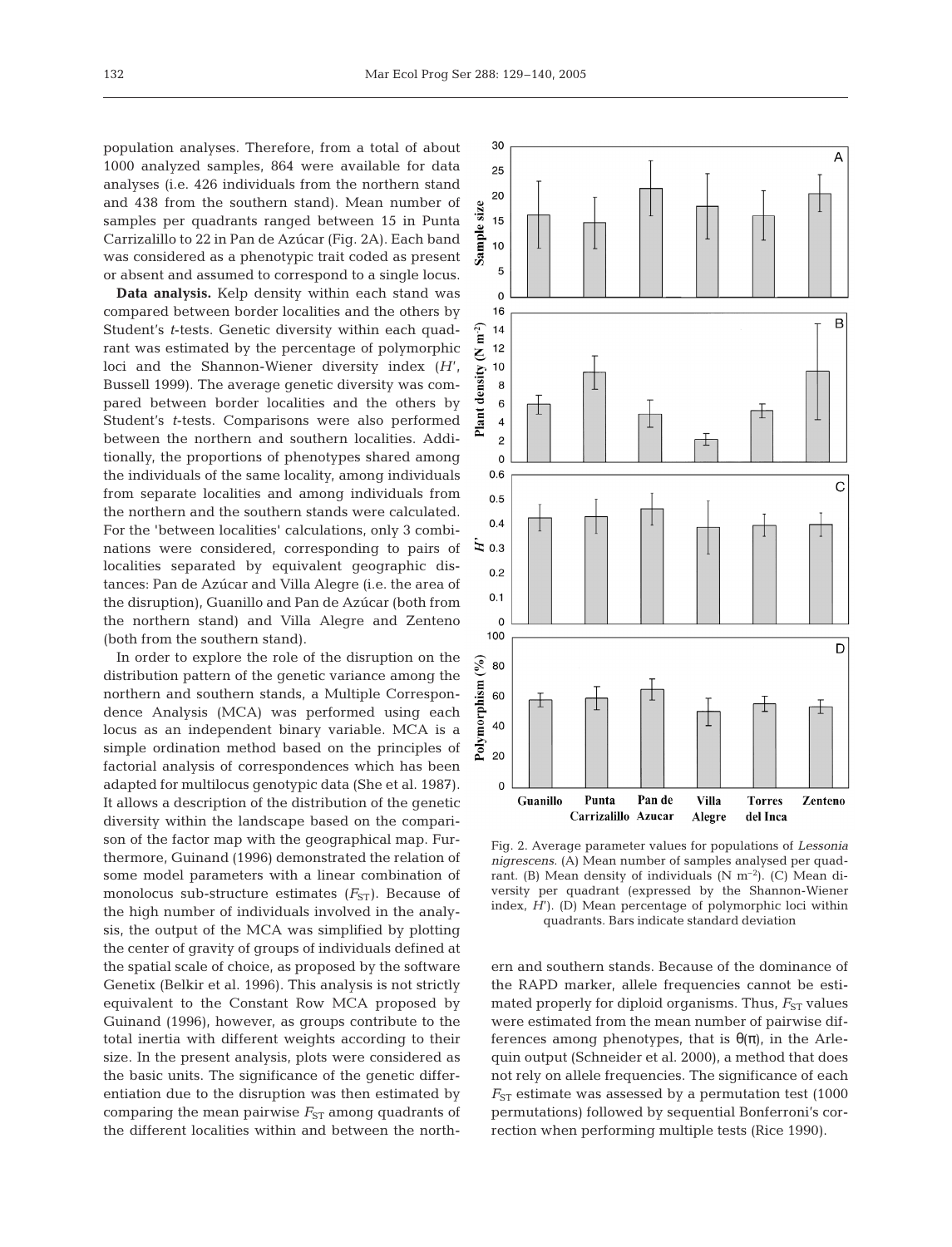population analyses. Therefore, from a total of about 1000 analyzed samples, 864 were available for data analyses (i.e. 426 individuals from the northern stand and 438 from the southern stand). Mean number of samples per quadrants ranged between 15 in Punta Carrizalillo to 22 in Pan de Azúcar (Fig. 2A). Each band was considered as a phenotypic trait coded as present or absent and assumed to correspond to a single locus.

**Data analysis.** Kelp density within each stand was compared between border localities and the others by Student's *t*-tests. Genetic diversity within each quadrant was estimated by the percentage of polymorphic loci and the Shannon-Wiener diversity index ($H'$, Bussell 1999). The average genetic diversity was compared between border localities and the others by Student's *t*-tests. Comparisons were also performed between the northern and southern localities. Additionally, the proportions of phenotypes shared among the individuals of the same locality, among individuals from separate localities and among individuals from the northern and the southern stands were calculated. For the 'between localities' calculations, only 3 combinations were considered, corresponding to pairs of localities separated by equivalent geographic distances: Pan de Azúcar and Villa Alegre (i.e. the area of the disruption), Guanillo and Pan de Azúcar (both from the northern stand) and Villa Alegre and Zenteno (both from the southern stand).

In order to explore the role of the disruption on the distribution pattern of the genetic variance among the northern and southern stands, a Multiple Correspondence Analysis (MCA) was performed using each locus as an independent binary variable. MCA is a simple ordination method based on the principles of factorial analysis of correspondences which has been adapted for multilocus genotypic data (She et al. 1987). It allows a description of the distribution of the genetic diversity within the landscape based on the comparison of the factor map with the geographical map. Furthermore, Guinand (1996) demonstrated the relation of some model parameters with a linear combination of monolocus sub-structure estimates ($F_{ST}$). Because of the high number of individuals involved in the analysis, the output of the MCA was simplified by plotting the center of gravity of groups of individuals defined at the spatial scale of choice, as proposed by the software Genetix (Belkir et al. 1996). This analysis is not strictly equivalent to the Constant Row MCA proposed by Guinand (1996), however, as groups contribute to the total inertia with different weights according to their size. In the present analysis, plots were considered as the basic units. The significance of the genetic differentiation due to the disruption was then estimated by comparing the mean pairwise $F_{ST}$ among quadrants of the different localities within and between the northern and southern stands. Because of the dominance of the RAPD marker, allele frequencies cannot be estimated properly for diploid organisms. Thus, $F_{ST}$ values were estimated from the mean number of pairwise differences among phenotypes, that is $\theta(\pi)$, in the Arlequin output (Schneider et al. 2000), a method that does not rely on allele frequencies. The significance of each $F_{ST}$ estimate was assessed by a permutation test (1000 permutations) followed by sequential Bonferroni's correction when performing multiple tests (Rice 1990).

A
Sample size
0 5 10 15 20 25 30

B
Plant density (N m$^{-2}$)
0 2 4 6 8 10 12 14 16

C
$H'$
0 0.1 0.2 0.3 0.4 0.5 0.6

D
Polymorphism (%)
0 20 40 60 80 100

Guanillo, Punta Carrizalillo, Pan de Azucar, Villa Alegre, Torres del Inca, Zenteno

Fig. 2. Average parameter values for populations of *Lessonia nigrescens*. (A) Mean number of samples analysed per quadrant. (B) Mean density of individuals (N m$^{-2}$). (C) Mean diversity per quadrant (expressed by the Shannon-Wiener index, $H'$). (D) Mean percentage of polymorphic loci within quadrants. Bars indicate standard deviation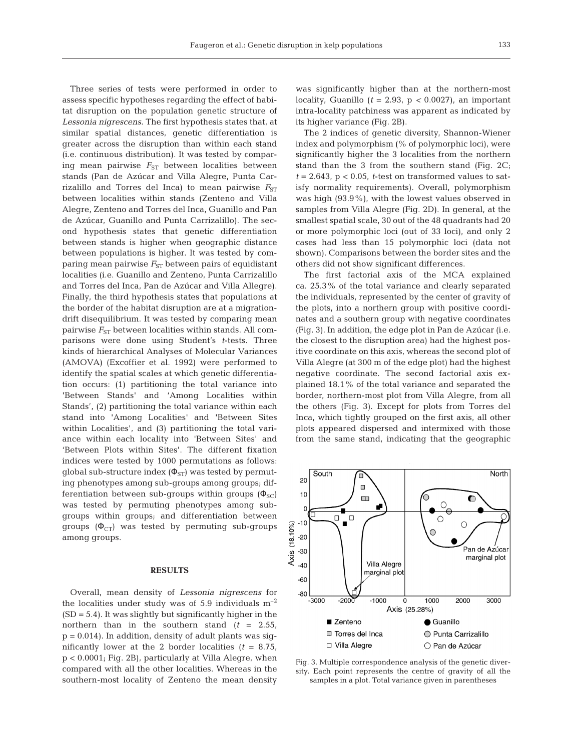Three series of tests were performed in order to assess specific hypotheses regarding the effect of habitat disruption on the population genetic structure of *Lessonia nigrescens*. The first hypothesis states that, at similar spatial distances, genetic differentiation is greater across the disruption than within each stand (i.e. continuous distribution). It was tested by comparing mean pairwise $F_{ST}$ between localities between stands (Pan de Azúcar and Villa Alegre, Punta Carrizalillo and Torres del Inca) to mean pairwise $F_{ST}$ between localities within stands (Zenteno and Villa Alegre, Zenteno and Torres del Inca, Guanillo and Pan de Azúcar, Guanillo and Punta Carrizalillo). The second hypothesis states that genetic differentiation between stands is higher when geographic distance between populations is higher. It was tested by comparing mean pairwise $F_{ST}$ between pairs of equidistant localities (i.e. Guanillo and Zenteno, Punta Carrizalillo and Torres del Inca, Pan de Azúcar and Villa Allegre). Finally, the third hypothesis states that populations at the border of the habitat disruption are at a migration-drift disequilibrium. It was tested by comparing mean pairwise $F_{ST}$ between localities within stands. All comparisons were done using Student's *t*-tests. Three kinds of hierarchical Analyses of Molecular Variances (AMOVA) (Excoffier et al. 1992) were performed to identify the spatial scales at which genetic differentiation occurs: (1) partitioning the total variance into 'Between Stands' and 'Among Localities within Stands', (2) partitioning the total variance within each stand into 'Among Localities' and 'Between Sites within Localities', and (3) partitioning the total variance within each locality into 'Between Sites' and 'Between Plots within Sites'. The different fixation indices were tested by 1000 permutations as follows: global sub-structure index ($\Phi_{ST}$) was tested by permuting phenotypes among sub-groups among groups; differentiation between sub-groups within groups ($\Phi_{SC}$) was tested by permuting phenotypes among sub-groups within groups; and differentiation between groups ($\Phi_{CT}$) was tested by permuting sub-groups among groups.

## RESULTS

Overall, mean density of *Lessonia nigrescens* for the localities under study was of 5.9 individuals m$^{-2}$ (SD = 5.4). It was slightly but significantly higher in the northern than in the southern stand ($t$ = 2.55, p = 0.014). In addition, density of adult plants was significantly lower at the 2 border localities ($t$ = 8.75, p < 0.0001; Fig. 2B), particularly at Villa Alegre, when compared with all the other localities. Whereas in the southern-most locality of Zenteno the mean density was significantly higher than at the northern-most locality, Guanillo ($t$ = 2.93, p < 0.0027), an important intra-locality patchiness was apparent as indicated by its higher variance (Fig. 2B).

The 2 indices of genetic diversity, Shannon-Wiener index and polymorphism (% of polymorphic loci), were significantly higher the 3 localities from the northern stand than the 3 from the southern stand (Fig. 2C; $t$ = 2.643, p < 0.05, *t*-test on transformed values to satisfy normality requirements). Overall, polymorphism was high (93.9%), with the lowest values observed in samples from Villa Alegre (Fig. 2D). In general, at the smallest spatial scale, 30 out of the 48 quadrants had 20 or more polymorphic loci (out of 33 loci), and only 2 cases had less than 15 polymorphic loci (data not shown). Comparisons between the border sites and the others did not show significant differences.

The first factorial axis of the MCA explained ca. 25.3% of the total variance and clearly separated the individuals, represented by the center of gravity of the plots, into a northern group with positive coordinates and a southern group with negative coordinates (Fig. 3). In addition, the edge plot in Pan de Azúcar (i.e. the closest to the disruption area) had the highest positive coordinate on this axis, whereas the second plot of Villa Alegre (at 300 m of the edge plot) had the highest negative coordinate. The second factorial axis explained 18.1% of the total variance and separated the border, northern-most plot from Villa Alegre, from all the others (Fig. 3). Except for plots from Torres del Inca, which tightly grouped on the first axis, all other plots appeared dispersed and intermixed with those from the same stand, indicating that the geographic

South
North
Axis (18.10%)
20
10
0
-10
-20
-30
-40
-60
-80
-3000
-2000
-1000
0
1000
2000
3000
Axis (25.28%)
Villa Alegre marginal plot
Pan de Azúcar marginal plot
■ Zenteno
● Guanillo
Torres del Inca
Punta Carrizalillo
□ Villa Alegre
○ Pan de Azúcar

Fig. 3. Multiple correspondence analysis of the genetic diversity. Each point represents the centre of gravity of all the samples in a plot. Total variance given in parentheses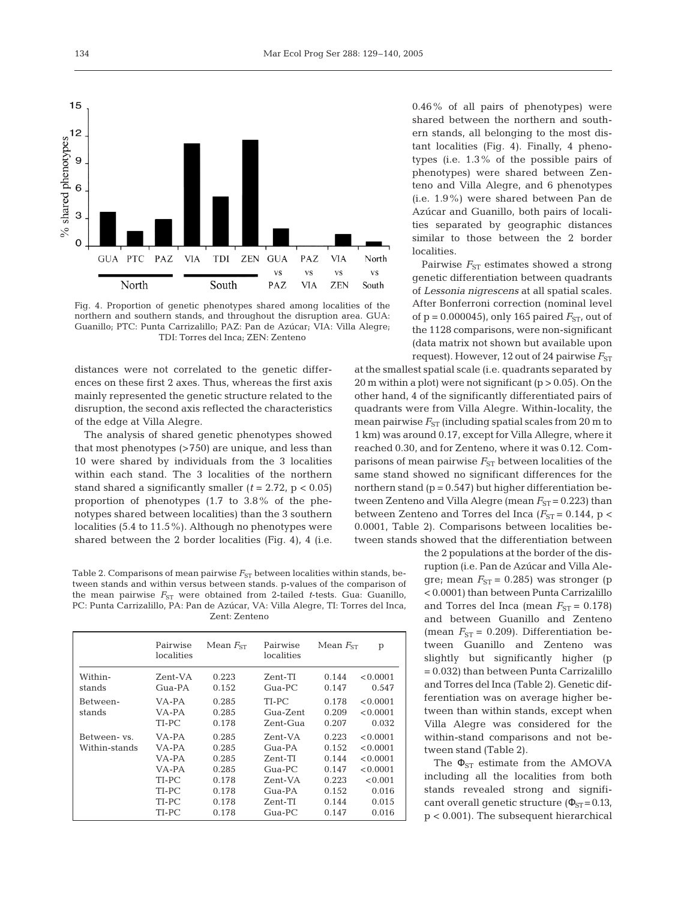15

12

9

6

3

0

% shared phenotypes

GUA PTC PAZ VIA TDI ZEN GUA vs PAZ PAZ vs VIA VIA vs ZEN North vs South

North South

Fig. 4. Proportion of genetic phenotypes shared among localities of the northern and southern stands, and throughout the disruption area. GUA: Guanillo; PTC: Punta Carrizalillo; PAZ: Pan de Azúcar; VIA: Villa Alegre; TDI: Torres del Inca; ZEN: Zenteno

distances were not correlated to the genetic differences on these first 2 axes. Thus, whereas the first axis mainly represented the genetic structure related to the disruption, the second axis reflected the characteristics of the edge at Villa Alegre.

The analysis of shared genetic phenotypes showed that most phenotypes (>750) are unique, and less than 10 were shared by individuals from the 3 localities within each stand. The 3 localities of the northern stand shared a significantly smaller ($t = 2.72$, $p < 0.05$) proportion of phenotypes (1.7 to 3.8% of the phenotypes shared between localities) than the 3 southern localities (5.4 to 11.5%). Although no phenotypes were shared between the 2 border localities (Fig. 4), 4 (i.e. 0.46% of all pairs of phenotypes) were shared between the northern and southern stands, all belonging to the most distant localities (Fig. 4). Finally, 4 phenotypes (i.e. 1.3% of the possible pairs of phenotypes) were shared between Zenteno and Villa Alegre, and 6 phenotypes (i.e. 1.9%) were shared between Pan de Azúcar and Guanillo, both pairs of localities separated by geographic distances similar to those between the 2 border localities.

Pairwise $F_{ST}$ estimates showed a strong genetic differentiation between quadrants of *Lessonia nigrescens* at all spatial scales. After Bonferroni correction (nominal level of $p = 0.000045$), only 165 paired $F_{ST}$, out of the 1128 comparisons, were non-significant (data matrix not shown but available upon request). However, 12 out of 24 pairwise $F_{ST}$ at the smallest spatial scale (i.e. quadrants separated by 20 m within a plot) were not significant ($p > 0.05$). On the other hand, 4 of the significantly differentiated pairs of quadrants were from Villa Alegre. Within-locality, the mean pairwise $F_{ST}$ (including spatial scales from 20 m to 1 km) was around 0.17, except for Villa Allegre, where it reached 0.30, and for Zenteno, where it was 0.12. Comparisons of mean pairwise $F_{ST}$ between localities of the same stand showed no significant differences for the northern stand ($p = 0.547$) but higher differentiation between Zenteno and Villa Alegre (mean $F_{ST} = 0.223$) than between Zenteno and Torres del Inca ($F_{ST} = 0.144$, $p < 0.0001$, Table 2). Comparisons between localities between stands showed that the differentiation between the 2 populations at the border of the disruption (i.e. Pan de Azúcar and Villa Alegre; mean $F_{ST} = 0.285$) was stronger ($p < 0.0001$) than between Punta Carrizalillo and Torres del Inca (mean $F_{ST} = 0.178$) and between Guanillo and Zenteno (mean $F_{ST} = 0.209$). Differentiation between Guanillo and Zenteno was slightly but significantly higher ($p = 0.032$) than between Punta Carrizalillo and Torres del Inca (Table 2). Genetic differentiation was on average higher between than within stands, except when Villa Alegre was considered for the within-stand comparisons and not between stand (Table 2).

The $\Phi_{ST}$ estimate from the AMOVA including all the localities from both stands revealed strong and significant overall genetic structure ($\Phi_{ST} = 0.13$, $p < 0.001$). The subsequent hierarchical

Table 2. Comparisons of mean pairwise $F_{ST}$ between localities within stands, between stands and within versus between stands. p-values of the comparison of the mean pairwise $F_{ST}$ were obtained from 2-tailed *t*-tests. Gua: Guanillo, PC: Punta Carrizalillo, PA: Pan de Azúcar, VA: Villa Alegre, TI: Torres del Inca, Zent: Zenteno

| | Pairwise localities | Mean $F_{ST}$ | Pairwise localities | Mean $F_{ST}$ | p |
|---|---|---|---|---|---|
| Within-stands | Zent-VA | 0.223 | Zent-TI | 0.144 | <0.0001 |
| | Gua-PA | 0.152 | Gua-PC | 0.147 | 0.547 |
| Between-stands | VA-PA | 0.285 | TI-PC | 0.178 | <0.0001 |
| | VA-PA | 0.285 | Gua-Zent | 0.209 | <0.0001 |
| | TI-PC | 0.178 | Zent-Gua | 0.207 | 0.032 |
| Between- vs. Within-stands | VA-PA | 0.285 | Zent-VA | 0.223 | <0.0001 |
| | VA-PA | 0.285 | Gua-PA | 0.152 | <0.0001 |
| | VA-PA | 0.285 | Zent-TI | 0.144 | <0.0001 |
| | VA-PA | 0.285 | Gua-PC | 0.147 | <0.0001 |
| | TI-PC | 0.178 | Zent-VA | 0.223 | <0.001 |
| | TI-PC | 0.178 | Gua-PA | 0.152 | 0.016 |
| | TI-PC | 0.178 | Zent-TI | 0.144 | 0.015 |
| | TI-PC | 0.178 | Gua-PC | 0.147 | 0.016 |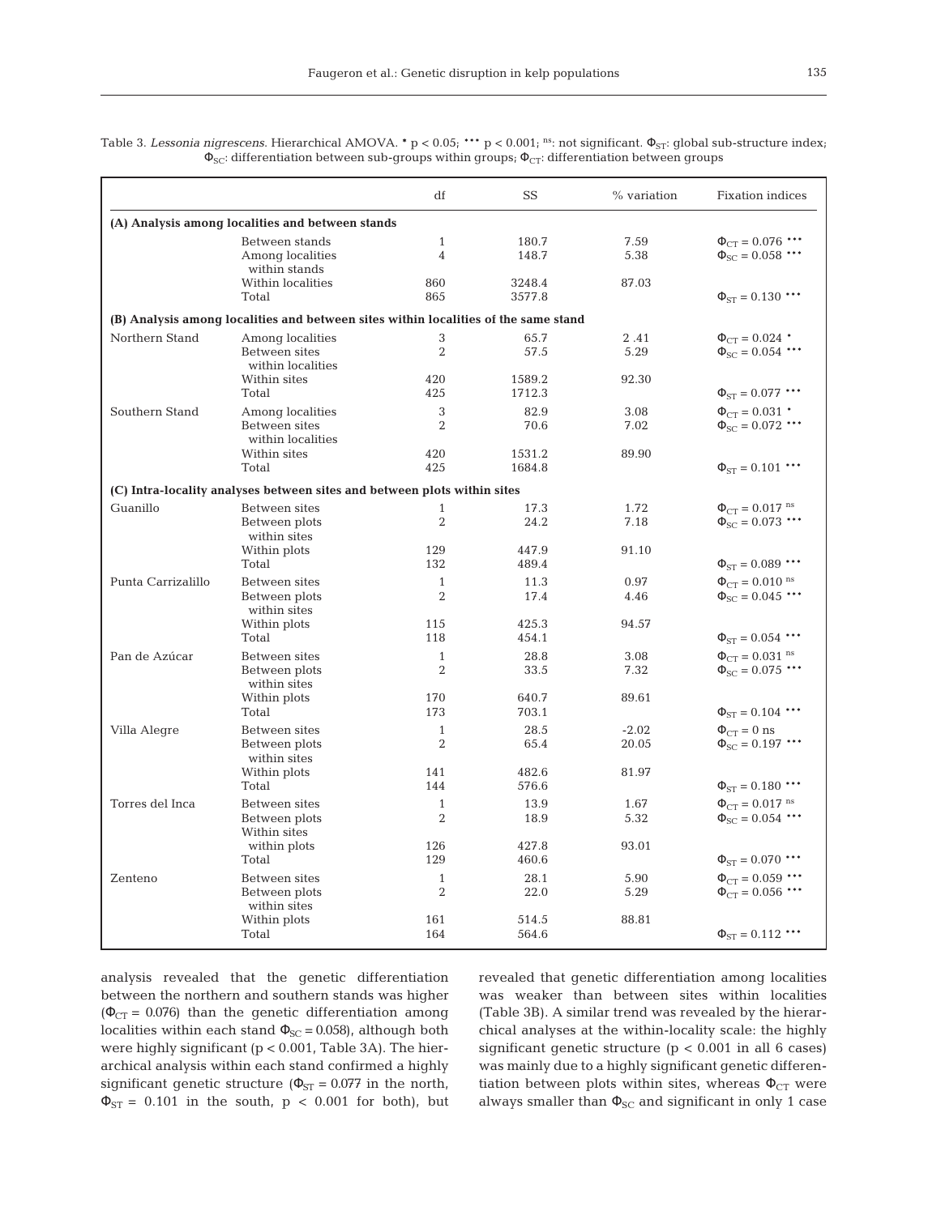Table 3. *Lessonia nigrescens*. Hierarchical AMOVA. * $p < 0.05$; *** $p < 0.001$; ns: not significant. $\Phi_{ST}$: global sub-structure index; $\Phi_{SC}$: differentiation between sub-groups within groups; $\Phi_{CT}$: differentiation between groups

| | | df | SS | % variation | Fixation indices |
|---|---|---|---|---|---|
| **(A) Analysis among localities and between stands** | | | | | |
| | Between stands | 1 | 180.7 | 7.59 | $\Phi_{CT} = 0.076$ *** |
| | Among localities within stands | 4 | 148.7 | 5.38 | $\Phi_{SC} = 0.058$ *** |
| | Within localities | 860 | 3248.4 | 87.03 | |
| | Total | 865 | 3577.8 | | $\Phi_{ST} = 0.130$ *** |
| **(B) Analysis among localities and between sites within localities of the same stand** | | | | | |
| Northern Stand | Among localities | 3 | 65.7 | 2 .41 | $\Phi_{CT} = 0.024$ * |
| | Between sites within localities | 2 | 57.5 | 5.29 | $\Phi_{SC} = 0.054$ *** |
| | Within sites | 420 | 1589.2 | 92.30 | |
| | Total | 425 | 1712.3 | | $\Phi_{ST} = 0.077$ *** |
| Southern Stand | Among localities | 3 | 82.9 | 3.08 | $\Phi_{CT} = 0.031$ * |
| | Between sites within localities | 2 | 70.6 | 7.02 | $\Phi_{SC} = 0.072$ *** |
| | Within sites | 420 | 1531.2 | 89.90 | |
| | Total | 425 | 1684.8 | | $\Phi_{ST} = 0.101$ *** |
| **(C) Intra-locality analyses between sites and between plots within sites** | | | | | |
| Guanillo | Between sites | 1 | 17.3 | 1.72 | $\Phi_{CT} = 0.017$ ns |
| | Between plots within sites | 2 | 24.2 | 7.18 | $\Phi_{SC} = 0.073$ *** |
| | Within plots | 129 | 447.9 | 91.10 | |
| | Total | 132 | 489.4 | | $\Phi_{ST} = 0.089$ *** |
| Punta Carrizalillo | Between sites | 1 | 11.3 | 0.97 | $\Phi_{CT} = 0.010$ ns |
| | Between plots within sites | 2 | 17.4 | 4.46 | $\Phi_{SC} = 0.045$ *** |
| | Within plots | 115 | 425.3 | 94.57 | |
| | Total | 118 | 454.1 | | $\Phi_{ST} = 0.054$ *** |
| Pan de Azúcar | Between sites | 1 | 28.8 | 3.08 | $\Phi_{CT} = 0.031$ ns |
| | Between plots within sites | 2 | 33.5 | 7.32 | $\Phi_{SC} = 0.075$ *** |
| | Within plots | 170 | 640.7 | 89.61 | |
| | Total | 173 | 703.1 | | $\Phi_{ST} = 0.104$ *** |
| Villa Alegre | Between sites | 1 | 28.5 | -2.02 | $\Phi_{CT} = 0$ ns |
| | Between plots within sites | 2 | 65.4 | 20.05 | $\Phi_{SC} = 0.197$ *** |
| | Within plots | 141 | 482.6 | 81.97 | |
| | Total | 144 | 576.6 | | $\Phi_{ST} = 0.180$ *** |
| Torres del Inca | Between sites | 1 | 13.9 | 1.67 | $\Phi_{CT} = 0.017$ ns |
| | Between plots | 2 | 18.9 | 5.32 | $\Phi_{SC} = 0.054$ *** |
| | Within sites within plots | 126 | 427.8 | 93.01 | |
| | Total | 129 | 460.6 | | $\Phi_{ST} = 0.070$ *** |
| Zenteno | Between sites | 1 | 28.1 | 5.90 | $\Phi_{CT} = 0.059$ *** |
| | Between plots within sites | 2 | 22.0 | 5.29 | $\Phi_{CT} = 0.056$ *** |
| | Within plots | 161 | 514.5 | 88.81 | |
| | Total | 164 | 564.6 | | $\Phi_{ST} = 0.112$ *** |

analysis revealed that the genetic differentiation between the northern and southern stands was higher ($\Phi_{CT} = 0.076$) than the genetic differentiation among localities within each stand $\Phi_{SC} = 0.058$), although both were highly significant ($p < 0.001$, Table 3A). The hierarchical analysis within each stand confirmed a highly significant genetic structure ($\Phi_{ST} = 0.077$ in the north, $\Phi_{ST} = 0.101$ in the south, $p < 0.001$ for both), but revealed that genetic differentiation among localities was weaker than between sites within localities (Table 3B). A similar trend was revealed by the hierarchical analyses at the within-locality scale: the highly significant genetic structure ($p < 0.001$ in all 6 cases) was mainly due to a highly significant genetic differentiation between plots within sites, whereas $\Phi_{CT}$ were always smaller than $\Phi_{SC}$ and significant in only 1 case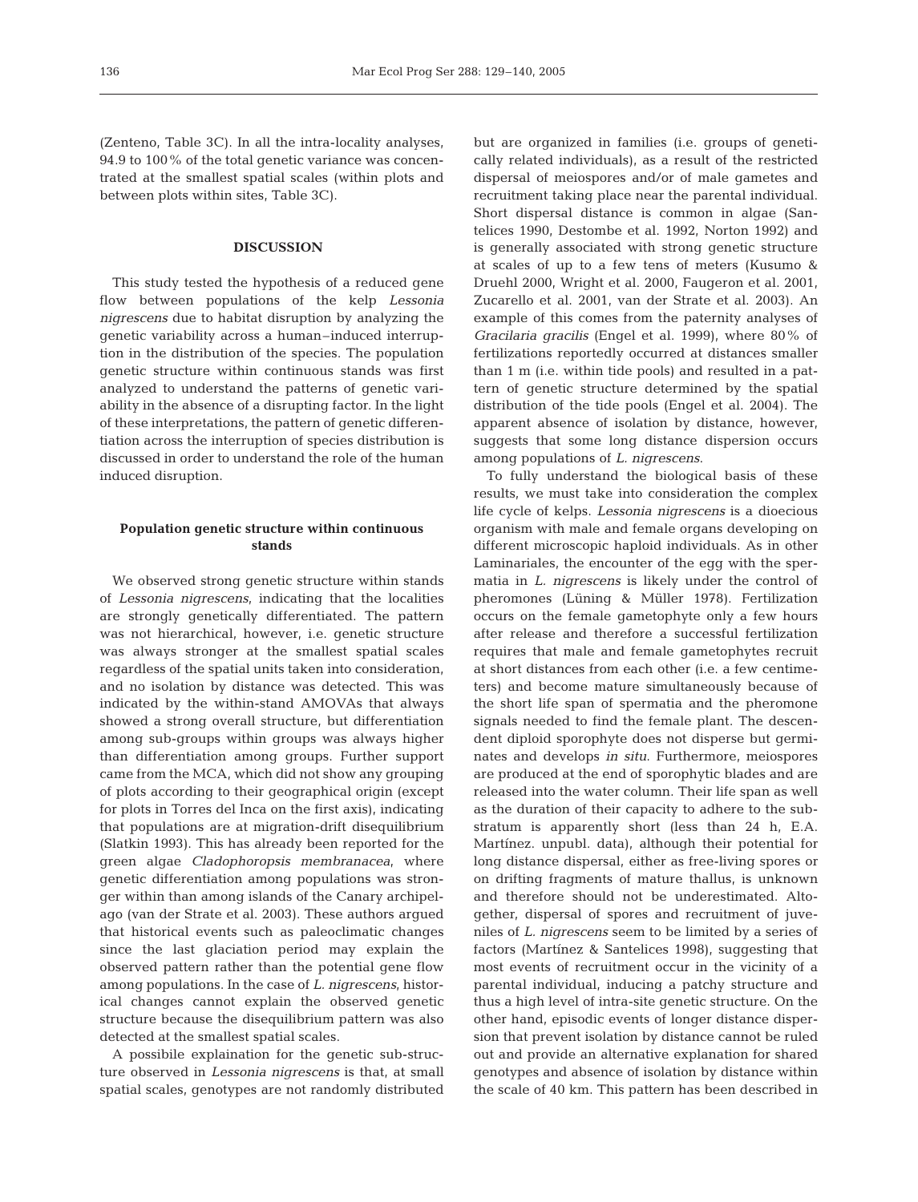(Zenteno, Table 3C). In all the intra-locality analyses, 94.9 to 100% of the total genetic variance was concentrated at the smallest spatial scales (within plots and between plots within sites, Table 3C).

## DISCUSSION

This study tested the hypothesis of a reduced gene flow between populations of the kelp *Lessonia nigrescens* due to habitat disruption by analyzing the genetic variability across a human–induced interruption in the distribution of the species. The population genetic structure within continuous stands was first analyzed to understand the patterns of genetic variability in the absence of a disrupting factor. In the light of these interpretations, the pattern of genetic differentiation across the interruption of species distribution is discussed in order to understand the role of the human induced disruption.

### Population genetic structure within continuous stands

We observed strong genetic structure within stands of *Lessonia nigrescens*, indicating that the localities are strongly genetically differentiated. The pattern was not hierarchical, however, i.e. genetic structure was always stronger at the smallest spatial scales regardless of the spatial units taken into consideration, and no isolation by distance was detected. This was indicated by the within-stand AMOVAs that always showed a strong overall structure, but differentiation among sub-groups within groups was always higher than differentiation among groups. Further support came from the MCA, which did not show any grouping of plots according to their geographical origin (except for plots in Torres del Inca on the first axis), indicating that populations are at migration-drift disequilibrium (Slatkin 1993). This has already been reported for the green algae *Cladophoropsis membranacea*, where genetic differentiation among populations was stronger within than among islands of the Canary archipelago (van der Strate et al. 2003). These authors argued that historical events such as paleoclimatic changes since the last glaciation period may explain the observed pattern rather than the potential gene flow among populations. In the case of *L. nigrescens*, historical changes cannot explain the observed genetic structure because the disequilibrium pattern was also detected at the smallest spatial scales.

A possibile explaination for the genetic sub-structure observed in *Lessonia nigrescens* is that, at small spatial scales, genotypes are not randomly distributed but are organized in families (i.e. groups of genetically related individuals), as a result of the restricted dispersal of meiospores and/or of male gametes and recruitment taking place near the parental individual. Short dispersal distance is common in algae (Santelices 1990, Destombe et al. 1992, Norton 1992) and is generally associated with strong genetic structure at scales of up to a few tens of meters (Kusumo & Druehl 2000, Wright et al. 2000, Faugeron et al. 2001, Zucarello et al. 2001, van der Strate et al. 2003). An example of this comes from the paternity analyses of *Gracilaria gracilis* (Engel et al. 1999), where 80% of fertilizations reportedly occurred at distances smaller than 1 m (i.e. within tide pools) and resulted in a pattern of genetic structure determined by the spatial distribution of the tide pools (Engel et al. 2004). The apparent absence of isolation by distance, however, suggests that some long distance dispersion occurs among populations of *L. nigrescens*.

To fully understand the biological basis of these results, we must take into consideration the complex life cycle of kelps. *Lessonia nigrescens* is a dioecious organism with male and female organs developing on different microscopic haploid individuals. As in other Laminariales, the encounter of the egg with the spermatia in *L. nigrescens* is likely under the control of pheromones (Lüning & Müller 1978). Fertilization occurs on the female gametophyte only a few hours after release and therefore a successful fertilization requires that male and female gametophytes recruit at short distances from each other (i.e. a few centimeters) and become mature simultaneously because of the short life span of spermatia and the pheromone signals needed to find the female plant. The descendent diploid sporophyte does not disperse but germinates and develops *in situ*. Furthermore, meiospores are produced at the end of sporophytic blades and are released into the water column. Their life span as well as the duration of their capacity to adhere to the substratum is apparently short (less than 24 h, E.A. Martínez. unpubl. data), although their potential for long distance dispersal, either as free-living spores or on drifting fragments of mature thallus, is unknown and therefore should not be underestimated. Altogether, dispersal of spores and recruitment of juveniles of *L. nigrescens* seem to be limited by a series of factors (Martínez & Santelices 1998), suggesting that most events of recruitment occur in the vicinity of a parental individual, inducing a patchy structure and thus a high level of intra-site genetic structure. On the other hand, episodic events of longer distance dispersion that prevent isolation by distance cannot be ruled out and provide an alternative explanation for shared genotypes and absence of isolation by distance within the scale of 40 km. This pattern has been described in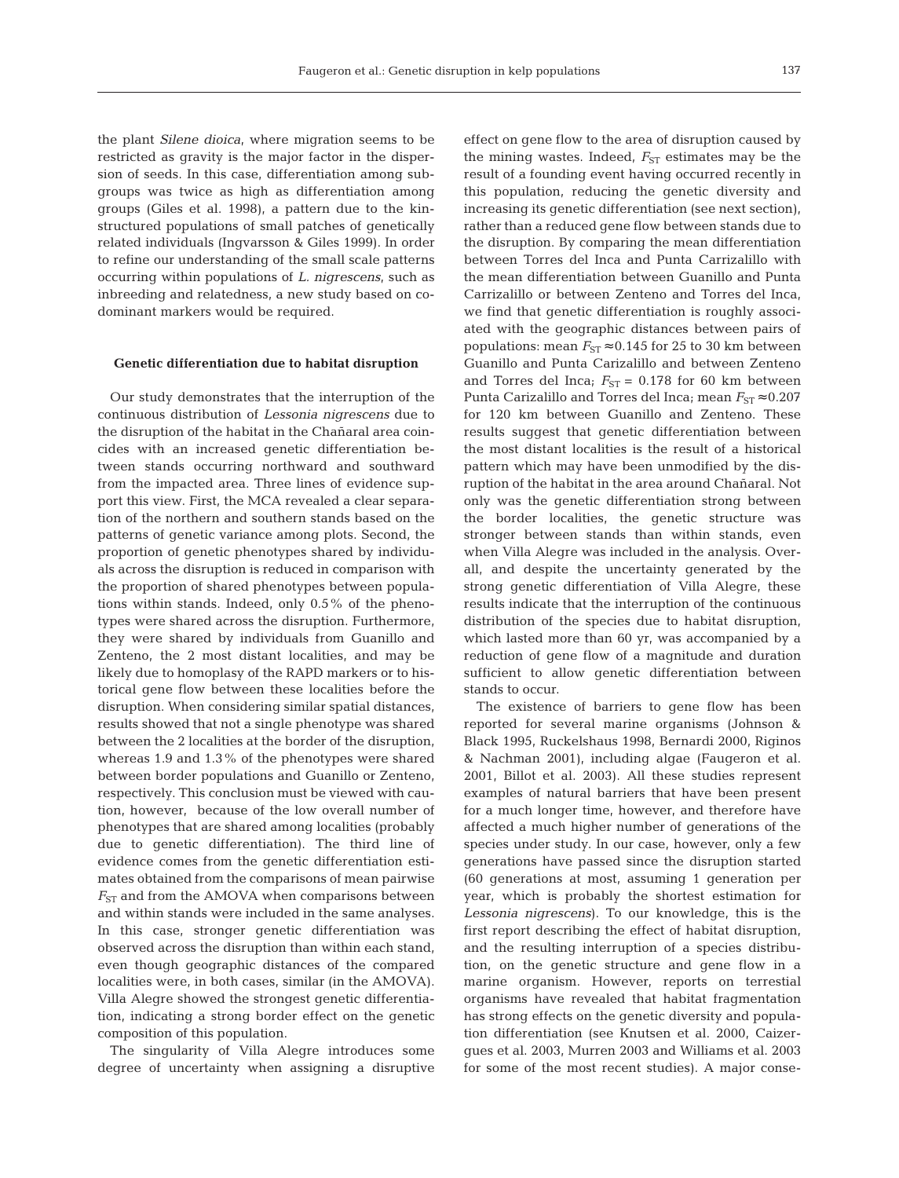the plant *Silene dioica*, where migration seems to be restricted as gravity is the major factor in the dispersion of seeds. In this case, differentiation among subgroups was twice as high as differentiation among groups (Giles et al. 1998), a pattern due to the kin-structured populations of small patches of genetically related individuals (Ingvarsson & Giles 1999). In order to refine our understanding of the small scale patterns occurring within populations of *L. nigrescens*, such as inbreeding and relatedness, a new study based on co-dominant markers would be required.

#### Genetic differentiation due to habitat disruption

Our study demonstrates that the interruption of the continuous distribution of *Lessonia nigrescens* due to the disruption of the habitat in the Chañaral area coincides with an increased genetic differentiation between stands occurring northward and southward from the impacted area. Three lines of evidence support this view. First, the MCA revealed a clear separation of the northern and southern stands based on the patterns of genetic variance among plots. Second, the proportion of genetic phenotypes shared by individuals across the disruption is reduced in comparison with the proportion of shared phenotypes between populations within stands. Indeed, only 0.5% of the phenotypes were shared across the disruption. Furthermore, they were shared by individuals from Guanillo and Zenteno, the 2 most distant localities, and may be likely due to homoplasy of the RAPD markers or to historical gene flow between these localities before the disruption. When considering similar spatial distances, results showed that not a single phenotype was shared between the 2 localities at the border of the disruption, whereas 1.9 and 1.3% of the phenotypes were shared between border populations and Guanillo or Zenteno, respectively. This conclusion must be viewed with caution, however, because of the low overall number of phenotypes that are shared among localities (probably due to genetic differentiation). The third line of evidence comes from the genetic differentiation estimates obtained from the comparisons of mean pairwise $F_{ST}$ and from the AMOVA when comparisons between and within stands were included in the same analyses. In this case, stronger genetic differentiation was observed across the disruption than within each stand, even though geographic distances of the compared localities were, in both cases, similar (in the AMOVA). Villa Alegre showed the strongest genetic differentiation, indicating a strong border effect on the genetic composition of this population.

The singularity of Villa Alegre introduces some degree of uncertainty when assigning a disruptive effect on gene flow to the area of disruption caused by the mining wastes. Indeed, $F_{ST}$ estimates may be the result of a founding event having occurred recently in this population, reducing the genetic diversity and increasing its genetic differentiation (see next section), rather than a reduced gene flow between stands due to the disruption. By comparing the mean differentiation between Torres del Inca and Punta Carrizalillo with the mean differentiation between Guanillo and Punta Carrizalillo or between Zenteno and Torres del Inca, we find that genetic differentiation is roughly associated with the geographic distances between pairs of populations: mean $F_{ST} \approx 0.145$ for 25 to 30 km between Guanillo and Punta Carizalillo and between Zenteno and Torres del Inca; $F_{ST} = 0.178$ for 60 km between Punta Carizalillo and Torres del Inca; mean $F_{ST} \approx 0.207$ for 120 km between Guanillo and Zenteno. These results suggest that genetic differentiation between the most distant localities is the result of a historical pattern which may have been unmodified by the disruption of the habitat in the area around Chañaral. Not only was the genetic differentiation strong between the border localities, the genetic structure was stronger between stands than within stands, even when Villa Alegre was included in the analysis. Overall, and despite the uncertainty generated by the strong genetic differentiation of Villa Alegre, these results indicate that the interruption of the continuous distribution of the species due to habitat disruption, which lasted more than 60 yr, was accompanied by a reduction of gene flow of a magnitude and duration sufficient to allow genetic differentiation between stands to occur.

The existence of barriers to gene flow has been reported for several marine organisms (Johnson & Black 1995, Ruckelshaus 1998, Bernardi 2000, Riginos & Nachman 2001), including algae (Faugeron et al. 2001, Billot et al. 2003). All these studies represent examples of natural barriers that have been present for a much longer time, however, and therefore have affected a much higher number of generations of the species under study. In our case, however, only a few generations have passed since the disruption started (60 generations at most, assuming 1 generation per year, which is probably the shortest estimation for *Lessonia nigrescens*). To our knowledge, this is the first report describing the effect of habitat disruption, and the resulting interruption of a species distribution, on the genetic structure and gene flow in a marine organism. However, reports on terrestial organisms have revealed that habitat fragmentation has strong effects on the genetic diversity and population differentiation (see Knutsen et al. 2000, Caizergues et al. 2003, Murren 2003 and Williams et al. 2003 for some of the most recent studies). A major conse-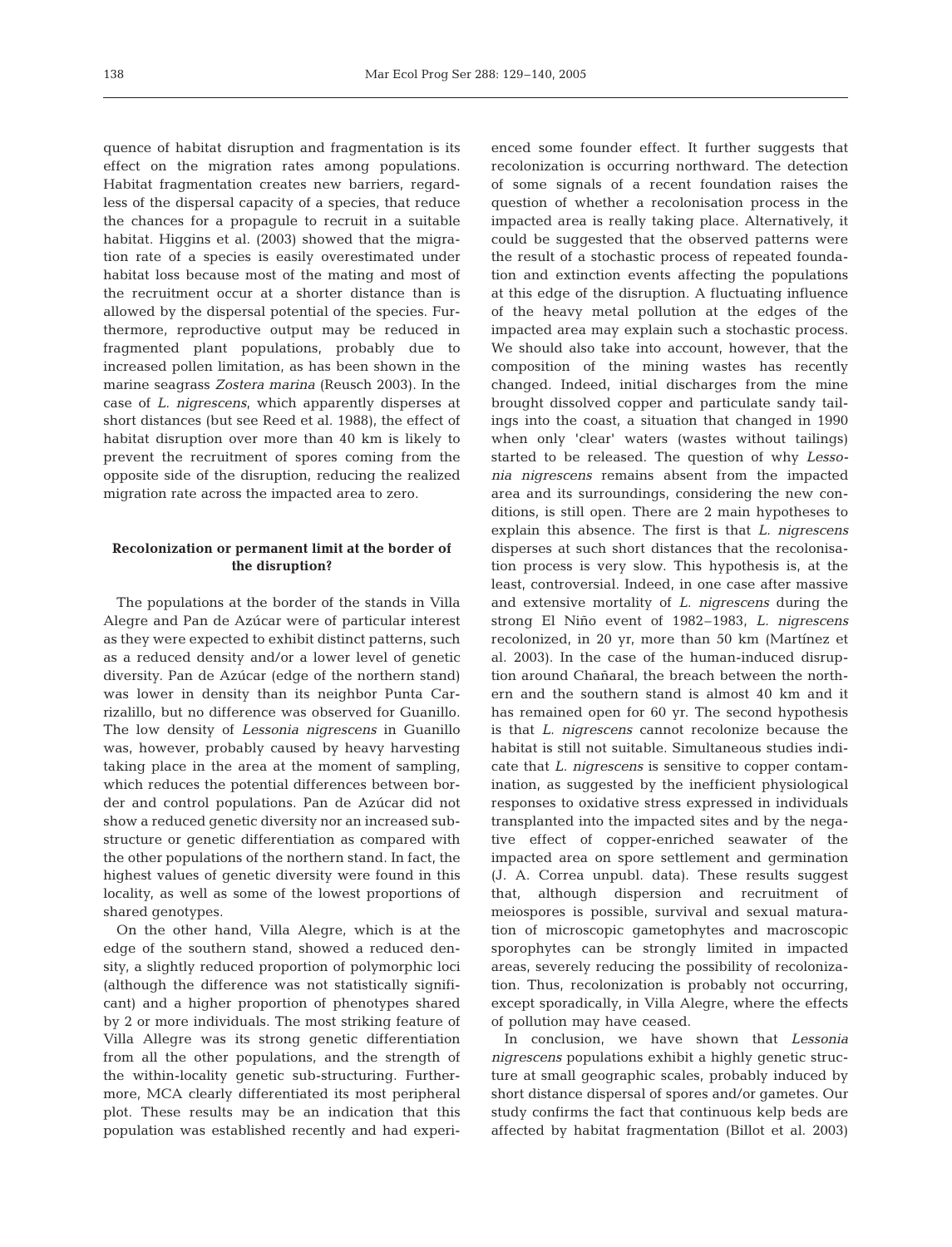quence of habitat disruption and fragmentation is its effect on the migration rates among populations. Habitat fragmentation creates new barriers, regardless of the dispersal capacity of a species, that reduce the chances for a propagule to recruit in a suitable habitat. Higgins et al. (2003) showed that the migration rate of a species is easily overestimated under habitat loss because most of the mating and most of the recruitment occur at a shorter distance than is allowed by the dispersal potential of the species. Furthermore, reproductive output may be reduced in fragmented plant populations, probably due to increased pollen limitation, as has been shown in the marine seagrass *Zostera marina* (Reusch 2003). In the case of *L. nigrescens*, which apparently disperses at short distances (but see Reed et al. 1988), the effect of habitat disruption over more than 40 km is likely to prevent the recruitment of spores coming from the opposite side of the disruption, reducing the realized migration rate across the impacted area to zero.

### Recolonization or permanent limit at the border of the disruption?

The populations at the border of the stands in Villa Alegre and Pan de Azúcar were of particular interest as they were expected to exhibit distinct patterns, such as a reduced density and/or a lower level of genetic diversity. Pan de Azúcar (edge of the northern stand) was lower in density than its neighbor Punta Carrizalillo, but no difference was observed for Guanillo. The low density of *Lessonia nigrescens* in Guanillo was, however, probably caused by heavy harvesting taking place in the area at the moment of sampling, which reduces the potential differences between border and control populations. Pan de Azúcar did not show a reduced genetic diversity nor an increased substructure or genetic differentiation as compared with the other populations of the northern stand. In fact, the highest values of genetic diversity were found in this locality, as well as some of the lowest proportions of shared genotypes.

On the other hand, Villa Alegre, which is at the edge of the southern stand, showed a reduced density, a slightly reduced proportion of polymorphic loci (although the difference was not statistically significant) and a higher proportion of phenotypes shared by 2 or more individuals. The most striking feature of Villa Allegre was its strong genetic differentiation from all the other populations, and the strength of the within-locality genetic sub-structuring. Furthermore, MCA clearly differentiated its most peripheral plot. These results may be an indication that this population was established recently and had experienced some founder effect. It further suggests that recolonization is occurring northward. The detection of some signals of a recent foundation raises the question of whether a recolonisation process in the impacted area is really taking place. Alternatively, it could be suggested that the observed patterns were the result of a stochastic process of repeated foundation and extinction events affecting the populations at this edge of the disruption. A fluctuating influence of the heavy metal pollution at the edges of the impacted area may explain such a stochastic process. We should also take into account, however, that the composition of the mining wastes has recently changed. Indeed, initial discharges from the mine brought dissolved copper and particulate sandy tailings into the coast, a situation that changed in 1990 when only 'clear' waters (wastes without tailings) started to be released. The question of why *Lessonia nigrescens* remains absent from the impacted area and its surroundings, considering the new conditions, is still open. There are 2 main hypotheses to explain this absence. The first is that *L. nigrescens* disperses at such short distances that the recolonisation process is very slow. This hypothesis is, at the least, controversial. Indeed, in one case after massive and extensive mortality of *L. nigrescens* during the strong El Niño event of 1982–1983, *L. nigrescens* recolonized, in 20 yr, more than 50 km (Martínez et al. 2003). In the case of the human-induced disruption around Chañaral, the breach between the northern and the southern stand is almost 40 km and it has remained open for 60 yr. The second hypothesis is that *L. nigrescens* cannot recolonize because the habitat is still not suitable. Simultaneous studies indicate that *L. nigrescens* is sensitive to copper contamination, as suggested by the inefficient physiological responses to oxidative stress expressed in individuals transplanted into the impacted sites and by the negative effect of copper-enriched seawater of the impacted area on spore settlement and germination (J. A. Correa unpubl. data). These results suggest that, although dispersion and recruitment of meiospores is possible, survival and sexual maturation of microscopic gametophytes and macroscopic sporophytes can be strongly limited in impacted areas, severely reducing the possibility of recolonization. Thus, recolonization is probably not occurring, except sporadically, in Villa Alegre, where the effects of pollution may have ceased.

In conclusion, we have shown that *Lessonia nigrescens* populations exhibit a highly genetic structure at small geographic scales, probably induced by short distance dispersal of spores and/or gametes. Our study confirms the fact that continuous kelp beds are affected by habitat fragmentation (Billot et al. 2003)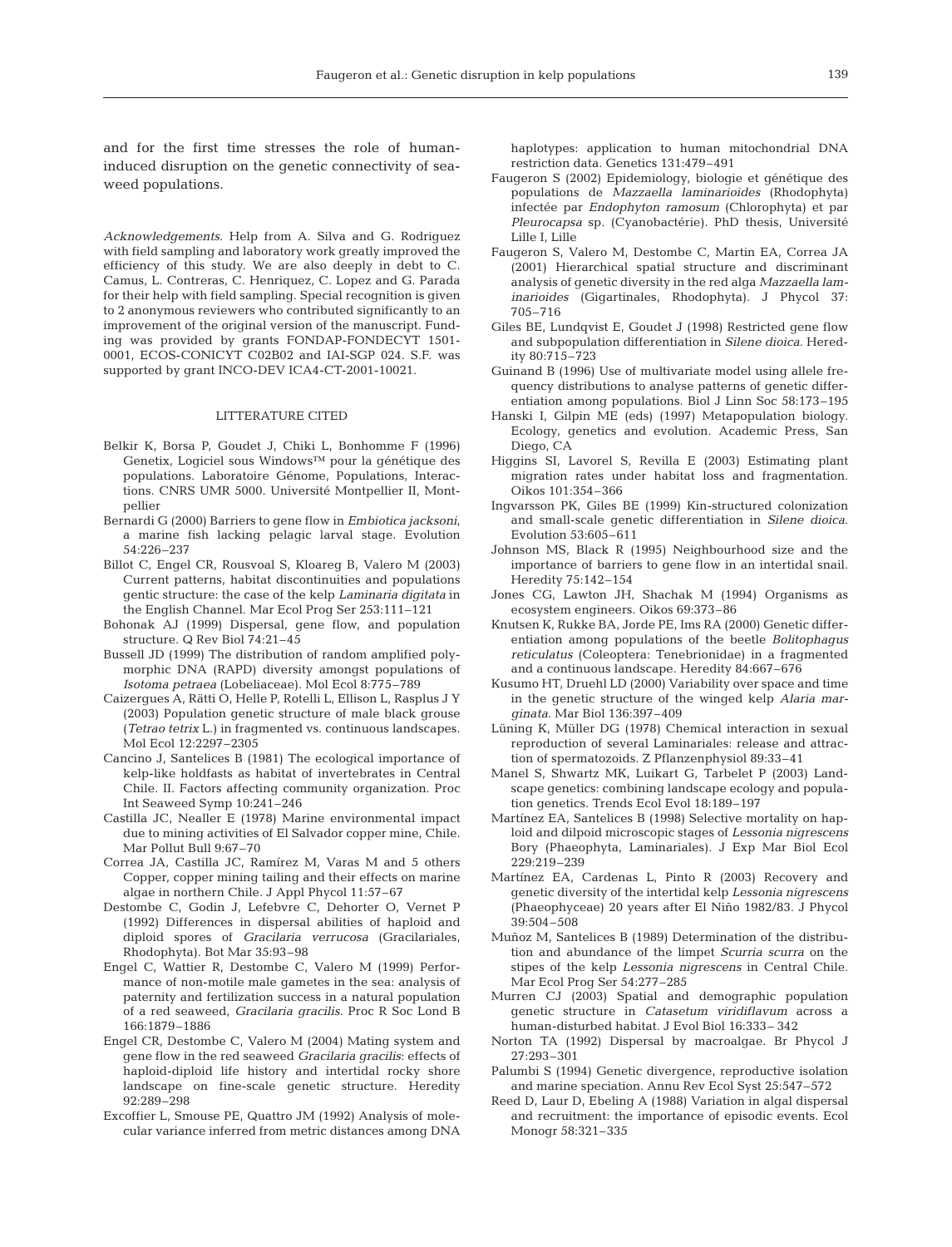and for the first time stresses the role of human-induced disruption on the genetic connectivity of seaweed populations.

*Acknowledgements*. Help from A. Silva and G. Rodriguez with field sampling and laboratory work greatly improved the efficiency of this study. We are also deeply in debt to C. Camus, L. Contreras, C. Henriquez, C. Lopez and G. Parada for their help with field sampling. Special recognition is given to 2 anonymous reviewers who contributed significantly to an improvement of the original version of the manuscript. Funding was provided by grants FONDAP-FONDECYT 1501-0001, ECOS-CONICYT C02B02 and IAI-SGP 024. S.F. was supported by grant INCO-DEV ICA4-CT-2001-10021.

## LITTERATURE CITED

- Belkir K, Borsa P, Goudet J, Chiki L, Bonhomme F (1996) Genetix, Logiciel sous Windows™ pour la génétique des populations. Laboratoire Génome, Populations, Interactions. CNRS UMR 5000. Université Montpellier II, Montpellier
- Bernardi G (2000) Barriers to gene flow in *Embiotica jacksoni*, a marine fish lacking pelagic larval stage. Evolution 54:226–237
- Billot C, Engel CR, Rousvoal S, Kloareg B, Valero M (2003) Current patterns, habitat discontinuities and populations gentic structure: the case of the kelp *Laminaria digitata* in the English Channel. Mar Ecol Prog Ser 253:111–121
- Bohonak AJ (1999) Dispersal, gene flow, and population structure. Q Rev Biol 74:21–45
- Bussell JD (1999) The distribution of random amplified polymorphic DNA (RAPD) diversity amongst populations of *Isotoma petraea* (Lobeliaceae). Mol Ecol 8:775–789
- Caizergues A, Rätti O, Helle P, Rotelli L, Ellison L, Rasplus J Y (2003) Population genetic structure of male black grouse (*Tetrao tetrix* L.) in fragmented vs. continuous landscapes. Mol Ecol 12:2297–2305
- Cancino J, Santelices B (1981) The ecological importance of kelp-like holdfasts as habitat of invertebrates in Central Chile. II. Factors affecting community organization. Proc Int Seaweed Symp 10:241–246
- Castilla JC, Nealler E (1978) Marine environmental impact due to mining activities of El Salvador copper mine, Chile. Mar Pollut Bull 9:67–70
- Correa JA, Castilla JC, Ramírez M, Varas M and 5 others Copper, copper mining tailing and their effects on marine algae in northern Chile. J Appl Phycol 11:57–67
- Destombe C, Godin J, Lefebvre C, Dehorter O, Vernet P (1992) Differences in dispersal abilities of haploid and diploid spores of *Gracilaria verrucosa* (Gracilariales, Rhodophyta). Bot Mar 35:93–98
- Engel C, Wattier R, Destombe C, Valero M (1999) Performance of non-motile male gametes in the sea: analysis of paternity and fertilization success in a natural population of a red seaweed, *Gracilaria gracilis*. Proc R Soc Lond B 166:1879–1886
- Engel CR, Destombe C, Valero M (2004) Mating system and gene flow in the red seaweed *Gracilaria gracilis*: effects of haploid-diploid life history and intertidal rocky shore landscape on fine-scale genetic structure. Heredity 92:289–298
- Excoffier L, Smouse PE, Quattro JM (1992) Analysis of molecular variance inferred from metric distances among DNA haplotypes: application to human mitochondrial DNA restriction data. Genetics 131:479–491
- Faugeron S (2002) Epidemiology, biologie et génétique des populations de *Mazzaella laminarioides* (Rhodophyta) infectée par *Endophyton ramosum* (Chlorophyta) et par *Pleurocapsa* sp. (Cyanobactérie). PhD thesis, Université Lille I, Lille
- Faugeron S, Valero M, Destombe C, Martin EA, Correa JA (2001) Hierarchical spatial structure and discriminant analysis of genetic diversity in the red alga *Mazzaella laminarioides* (Gigartinales, Rhodophyta). J Phycol 37: 705–716
- Giles BE, Lundqvist E, Goudet J (1998) Restricted gene flow and subpopulation differentiation in *Silene dioica*. Heredity 80:715–723
- Guinand B (1996) Use of multivariate model using allele frequency distributions to analyse patterns of genetic differentiation among populations. Biol J Linn Soc 58:173–195
- Hanski I, Gilpin ME (eds) (1997) Metapopulation biology. Ecology, genetics and evolution. Academic Press, San Diego, CA
- Higgins SI, Lavorel S, Revilla E (2003) Estimating plant migration rates under habitat loss and fragmentation. Oikos 101:354–366
- Ingvarsson PK, Giles BE (1999) Kin-structured colonization and small-scale genetic differentiation in *Silene dioica*. Evolution 53:605–611
- Johnson MS, Black R (1995) Neighbourhood size and the importance of barriers to gene flow in an intertidal snail. Heredity 75:142–154
- Jones CG, Lawton JH, Shachak M (1994) Organisms as ecosystem engineers. Oikos 69:373–86
- Knutsen K, Rukke BA, Jorde PE, Ims RA (2000) Genetic differentiation among populations of the beetle *Bolitophagus reticulatus* (Coleoptera: Tenebrionidae) in a fragmented and a continuous landscape. Heredity 84:667–676
- Kusumo HT, Druehl LD (2000) Variability over space and time in the genetic structure of the winged kelp *Alaria marginata*. Mar Biol 136:397–409
- Lüning K, Müller DG (1978) Chemical interaction in sexual reproduction of several Laminariales: release and attraction of spermatozoids. Z Pflanzenphysiol 89:33–41
- Manel S, Shwartz MK, Luikart G, Tarbelet P (2003) Landscape genetics: combining landscape ecology and population genetics. Trends Ecol Evol 18:189–197
- Martínez EA, Santelices B (1998) Selective mortality on haploid and dilpoid microscopic stages of *Lessonia nigrescens* Bory (Phaeophyta, Laminariales). J Exp Mar Biol Ecol 229:219–239
- Martínez EA, Cardenas L, Pinto R (2003) Recovery and genetic diversity of the intertidal kelp *Lessonia nigrescens* (Phaeophyceae) 20 years after El Niño 1982/83. J Phycol 39:504–508
- Muñoz M, Santelices B (1989) Determination of the distribution and abundance of the limpet *Scurria scurra* on the stipes of the kelp *Lessonia nigrescens* in Central Chile. Mar Ecol Prog Ser 54:277–285
- Murren CJ (2003) Spatial and demographic population genetic structure in *Catasetum viridiflavum* across a human-disturbed habitat. J Evol Biol 16:333– 342
- Norton TA (1992) Dispersal by macroalgae. Br Phycol J 27:293–301
- Palumbi S (1994) Genetic divergence, reproductive isolation and marine speciation. Annu Rev Ecol Syst 25:547–572
- Reed D, Laur D, Ebeling A (1988) Variation in algal dispersal and recruitment: the importance of episodic events. Ecol Monogr 58:321–335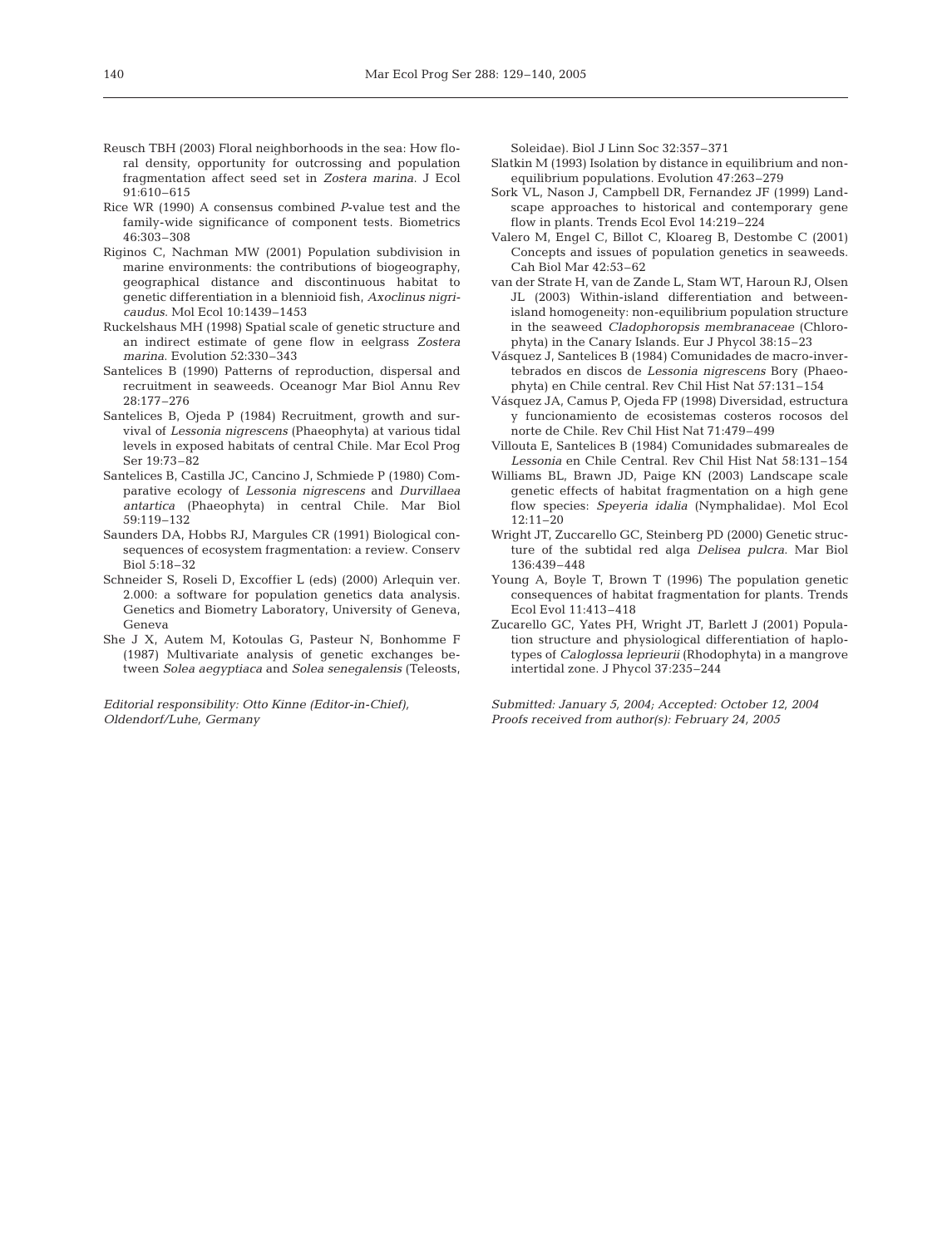Reusch TBH (2003) Floral neighborhoods in the sea: How floral density, opportunity for outcrossing and population fragmentation affect seed set in *Zostera marina*. J Ecol 91:610–615

Rice WR (1990) A consensus combined *P*-value test and the family-wide significance of component tests. Biometrics 46:303–308

Riginos C, Nachman MW (2001) Population subdivision in marine environments: the contributions of biogeography, geographical distance and discontinuous habitat to genetic differentiation in a blennioid fish, *Axoclinus nigricaudus*. Mol Ecol 10:1439–1453

Ruckelshaus MH (1998) Spatial scale of genetic structure and an indirect estimate of gene flow in eelgrass *Zostera marina*. Evolution 52:330–343

Santelices B (1990) Patterns of reproduction, dispersal and recruitment in seaweeds. Oceanogr Mar Biol Annu Rev 28:177–276

Santelices B, Ojeda P (1984) Recruitment, growth and survival of *Lessonia nigrescens* (Phaeophyta) at various tidal levels in exposed habitats of central Chile. Mar Ecol Prog Ser 19:73–82

Santelices B, Castilla JC, Cancino J, Schmiede P (1980) Comparative ecology of *Lessonia nigrescens* and *Durvillaea antartica* (Phaeophyta) in central Chile. Mar Biol 59:119–132

Saunders DA, Hobbs RJ, Margules CR (1991) Biological consequences of ecosystem fragmentation: a review. Conserv Biol 5:18–32

Schneider S, Roseli D, Excoffier L (eds) (2000) Arlequin ver. 2.000: a software for population genetics data analysis. Genetics and Biometry Laboratory, University of Geneva, Geneva

She J X, Autem M, Kotoulas G, Pasteur N, Bonhomme F (1987) Multivariate analysis of genetic exchanges between *Solea aegyptiaca* and *Solea senegalensis* (Teleosts, Soleidae). Biol J Linn Soc 32:357–371

Slatkin M (1993) Isolation by distance in equilibrium and non-equilibrium populations. Evolution 47:263–279

Sork VL, Nason J, Campbell DR, Fernandez JF (1999) Landscape approaches to historical and contemporary gene flow in plants. Trends Ecol Evol 14:219–224

Valero M, Engel C, Billot C, Kloareg B, Destombe C (2001) Concepts and issues of population genetics in seaweeds. Cah Biol Mar 42:53–62

van der Strate H, van de Zande L, Stam WT, Haroun RJ, Olsen JL (2003) Within-island differentiation and between-island homogeneity: non-equilibrium population structure in the seaweed *Cladophoropsis membranaceae* (Chlorophyta) in the Canary Islands. Eur J Phycol 38:15–23

Vásquez J, Santelices B (1984) Comunidades de macro-invertebrados en discos de *Lessonia nigrescens* Bory (Phaeophyta) en Chile central. Rev Chil Hist Nat 57:131–154

Vásquez JA, Camus P, Ojeda FP (1998) Diversidad, estructura y funcionamiento de ecosistemas costeros rocosos del norte de Chile. Rev Chil Hist Nat 71:479–499

Villouta E, Santelices B (1984) Comunidades submareales de *Lessonia* en Chile Central. Rev Chil Hist Nat 58:131–154

Williams BL, Brawn JD, Paige KN (2003) Landscape scale genetic effects of habitat fragmentation on a high gene flow species: *Speyeria idalia* (Nymphalidae). Mol Ecol 12:11–20

Wright JT, Zuccarello GC, Steinberg PD (2000) Genetic structure of the subtidal red alga *Delisea pulcra*. Mar Biol 136:439–448

Young A, Boyle T, Brown T (1996) The population genetic consequences of habitat fragmentation for plants. Trends Ecol Evol 11:413–418

Zucarello GC, Yates PH, Wright JT, Barlett J (2001) Population structure and physiological differentiation of haplotypes of *Caloglossa leprieurii* (Rhodophyta) in a mangrove intertidal zone. J Phycol 37:235–244

*Editorial responsibility: Otto Kinne (Editor-in-Chief), Oldendorf/Luhe, Germany*

*Submitted: January 5, 2004; Accepted: October 12, 2004*
*Proofs received from author(s): February 24, 2005*